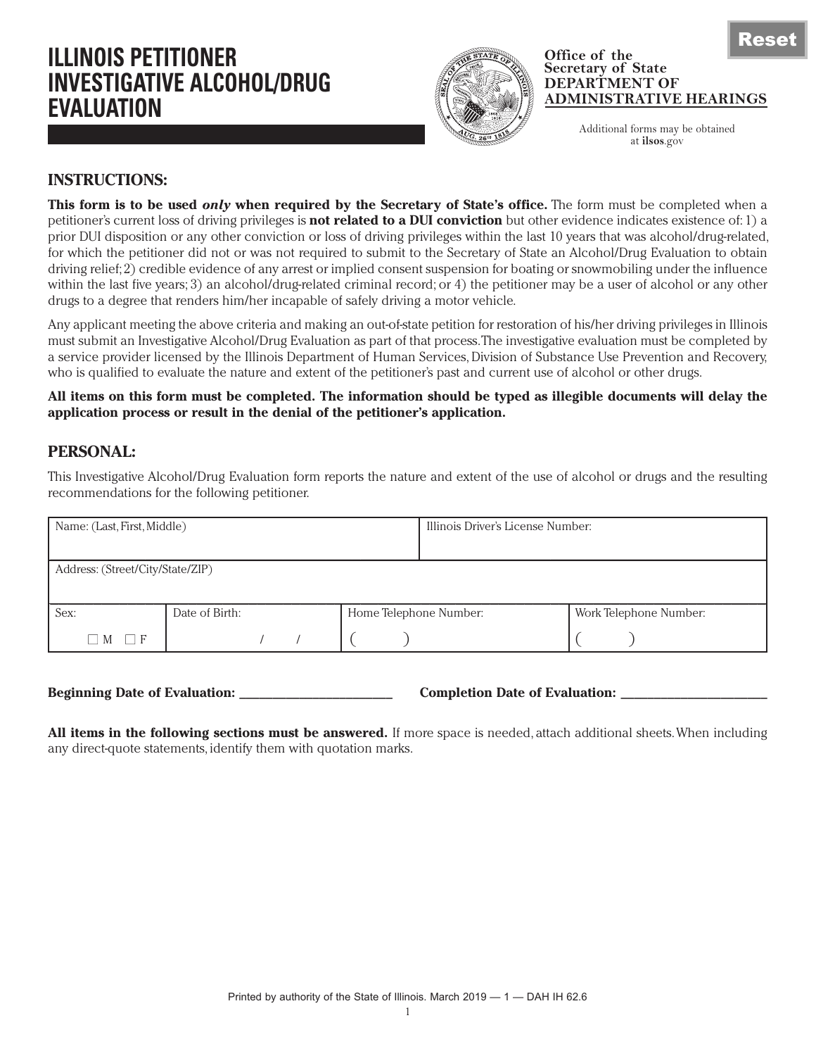# ILLINOIS PETITIONER INVESTIGATIVE ALCOHOL/DRUG EVALUATION

**Office of the Secretary of State**
**DEPARTMENT OF ADMINISTRATIVE HEARINGS**

Additional forms may be obtained at **ilsos**.gov

## INSTRUCTIONS:

**This form is to be used *only* when required by the Secretary of State's office.** The form must be completed when a petitioner's current loss of driving privileges is **not related to a DUI conviction** but other evidence indicates existence of: 1) a prior DUI disposition or any other conviction or loss of driving privileges within the last 10 years that was alcohol/drug-related, for which the petitioner did not or was not required to submit to the Secretary of State an Alcohol/Drug Evaluation to obtain driving relief; 2) credible evidence of any arrest or implied consent suspension for boating or snowmobiling under the influence within the last five years; 3) an alcohol/drug-related criminal record; or 4) the petitioner may be a user of alcohol or any other drugs to a degree that renders him/her incapable of safely driving a motor vehicle.

Any applicant meeting the above criteria and making an out-of-state petition for restoration of his/her driving privileges in Illinois must submit an Investigative Alcohol/Drug Evaluation as part of that process. The investigative evaluation must be completed by a service provider licensed by the Illinois Department of Human Services, Division of Substance Use Prevention and Recovery, who is qualified to evaluate the nature and extent of the petitioner's past and current use of alcohol or other drugs.

**All items on this form must be completed. The information should be typed as illegible documents will delay the application process or result in the denial of the petitioner's application.**

## PERSONAL:

This Investigative Alcohol/Drug Evaluation form reports the nature and extent of the use of alcohol or drugs and the resulting recommendations for the following petitioner.

| Name: (Last, First, Middle) | | | Illinois Driver's License Number: |
|---|---|---|---|
| Address: (Street/City/State/ZIP) | | | |
| Sex: ☐ M ☐ F | Date of Birth: / / | Home Telephone Number: ( ) | Work Telephone Number: ( ) |

**Beginning Date of Evaluation:** ______________________ **Completion Date of Evaluation:** ______________________

**All items in the following sections must be answered.** If more space is needed, attach additional sheets. When including any direct-quote statements, identify them with quotation marks.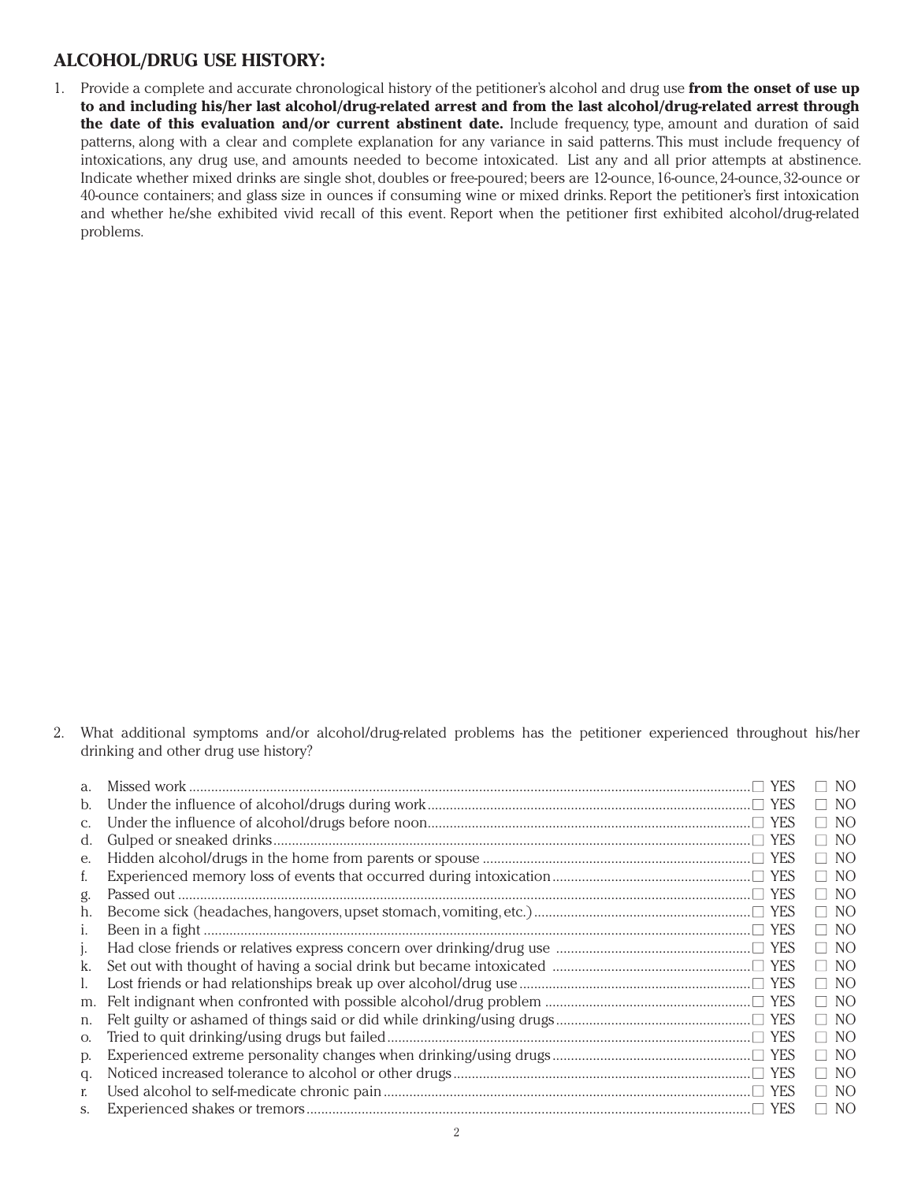## ALCOHOL/DRUG USE HISTORY:

1. Provide a complete and accurate chronological history of the petitioner's alcohol and drug use **from the onset of use up to and including his/her last alcohol/drug-related arrest and from the last alcohol/drug-related arrest through the date of this evaluation and/or current abstinent date.** Include frequency, type, amount and duration of said patterns, along with a clear and complete explanation for any variance in said patterns. This must include frequency of intoxications, any drug use, and amounts needed to become intoxicated. List any and all prior attempts at abstinence. Indicate whether mixed drinks are single shot, doubles or free-poured; beers are 12-ounce, 16-ounce, 24-ounce, 32-ounce or 40-ounce containers; and glass size in ounces if consuming wine or mixed drinks. Report the petitioner's first intoxication and whether he/she exhibited vivid recall of this event. Report when the petitioner first exhibited alcohol/drug-related problems.

2. What additional symptoms and/or alcohol/drug-related problems has the petitioner experienced throughout his/her drinking and other drug use history?

   a. Missed work ☐ YES ☐ NO
   b. Under the influence of alcohol/drugs during work ☐ YES ☐ NO
   c. Under the influence of alcohol/drugs before noon ☐ YES ☐ NO
   d. Gulped or sneaked drinks ☐ YES ☐ NO
   e. Hidden alcohol/drugs in the home from parents or spouse ☐ YES ☐ NO
   f. Experienced memory loss of events that occurred during intoxication ☐ YES ☐ NO
   g. Passed out ☐ YES ☐ NO
   h. Become sick (headaches, hangovers, upset stomach, vomiting, etc.) ☐ YES ☐ NO
   i. Been in a fight ☐ YES ☐ NO
   j. Had close friends or relatives express concern over drinking/drug use ☐ YES ☐ NO
   k. Set out with thought of having a social drink but became intoxicated ☐ YES ☐ NO
   l. Lost friends or had relationships break up over alcohol/drug use ☐ YES ☐ NO
   m. Felt indignant when confronted with possible alcohol/drug problem ☐ YES ☐ NO
   n. Felt guilty or ashamed of things said or did while drinking/using drugs ☐ YES ☐ NO
   o. Tried to quit drinking/using drugs but failed ☐ YES ☐ NO
   p. Experienced extreme personality changes when drinking/using drugs ☐ YES ☐ NO
   q. Noticed increased tolerance to alcohol or other drugs ☐ YES ☐ NO
   r. Used alcohol to self-medicate chronic pain ☐ YES ☐ NO
   s. Experienced shakes or tremors ☐ YES ☐ NO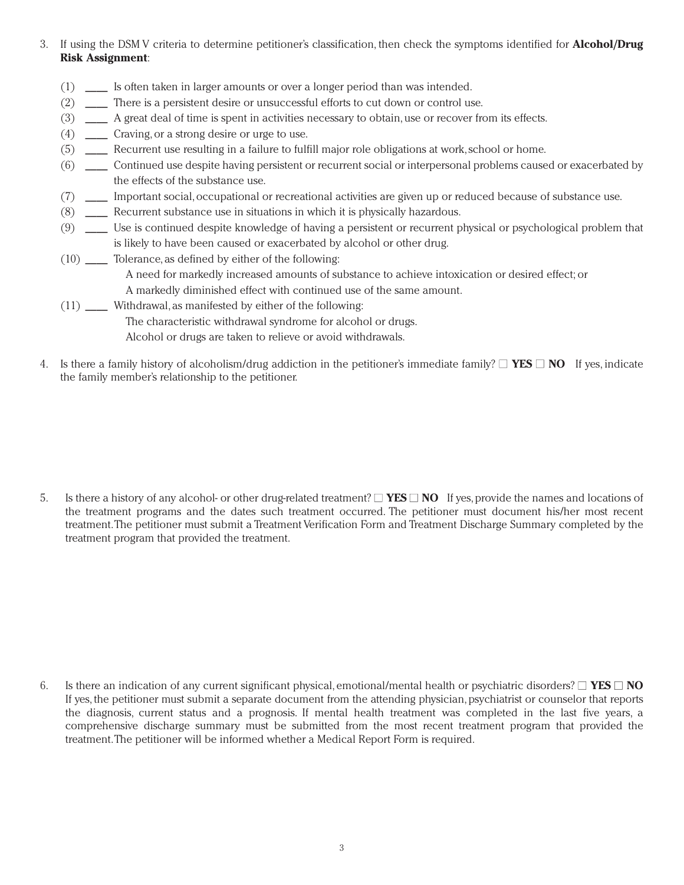3. If using the DSM V criteria to determine petitioner's classification, then check the symptoms identified for **Alcohol/Drug Risk Assignment**:

   (1) ____ Is often taken in larger amounts or over a longer period than was intended.
   
   (2) ____ There is a persistent desire or unsuccessful efforts to cut down or control use.
   
   (3) ____ A great deal of time is spent in activities necessary to obtain, use or recover from its effects.
   
   (4) ____ Craving, or a strong desire or urge to use.
   
   (5) ____ Recurrent use resulting in a failure to fulfill major role obligations at work, school or home.
   
   (6) ____ Continued use despite having persistent or recurrent social or interpersonal problems caused or exacerbated by the effects of the substance use.
   
   (7) ____ Important social, occupational or recreational activities are given up or reduced because of substance use.
   
   (8) ____ Recurrent substance use in situations in which it is physically hazardous.
   
   (9) ____ Use is continued despite knowledge of having a persistent or recurrent physical or psychological problem that is likely to have been caused or exacerbated by alcohol or other drug.
   
   (10) ____ Tolerance, as defined by either of the following:
   
      A need for markedly increased amounts of substance to achieve intoxication or desired effect; or
      
      A markedly diminished effect with continued use of the same amount.
      
   (11) ____ Withdrawal, as manifested by either of the following:
   
      The characteristic withdrawal syndrome for alcohol or drugs.
      
      Alcohol or drugs are taken to relieve or avoid withdrawals.

4. Is there a family history of alcoholism/drug addiction in the petitioner's immediate family? ☐ **YES** ☐ **NO** If yes, indicate the family member's relationship to the petitioner.

5. Is there a history of any alcohol- or other drug-related treatment? ☐ **YES** ☐ **NO** If yes, provide the names and locations of the treatment programs and the dates such treatment occurred. The petitioner must document his/her most recent treatment. The petitioner must submit a Treatment Verification Form and Treatment Discharge Summary completed by the treatment program that provided the treatment.

6. Is there an indication of any current significant physical, emotional/mental health or psychiatric disorders? ☐ **YES** ☐ **NO** If yes, the petitioner must submit a separate document from the attending physician, psychiatrist or counselor that reports the diagnosis, current status and a prognosis. If mental health treatment was completed in the last five years, a comprehensive discharge summary must be submitted from the most recent treatment program that provided the treatment. The petitioner will be informed whether a Medical Report Form is required.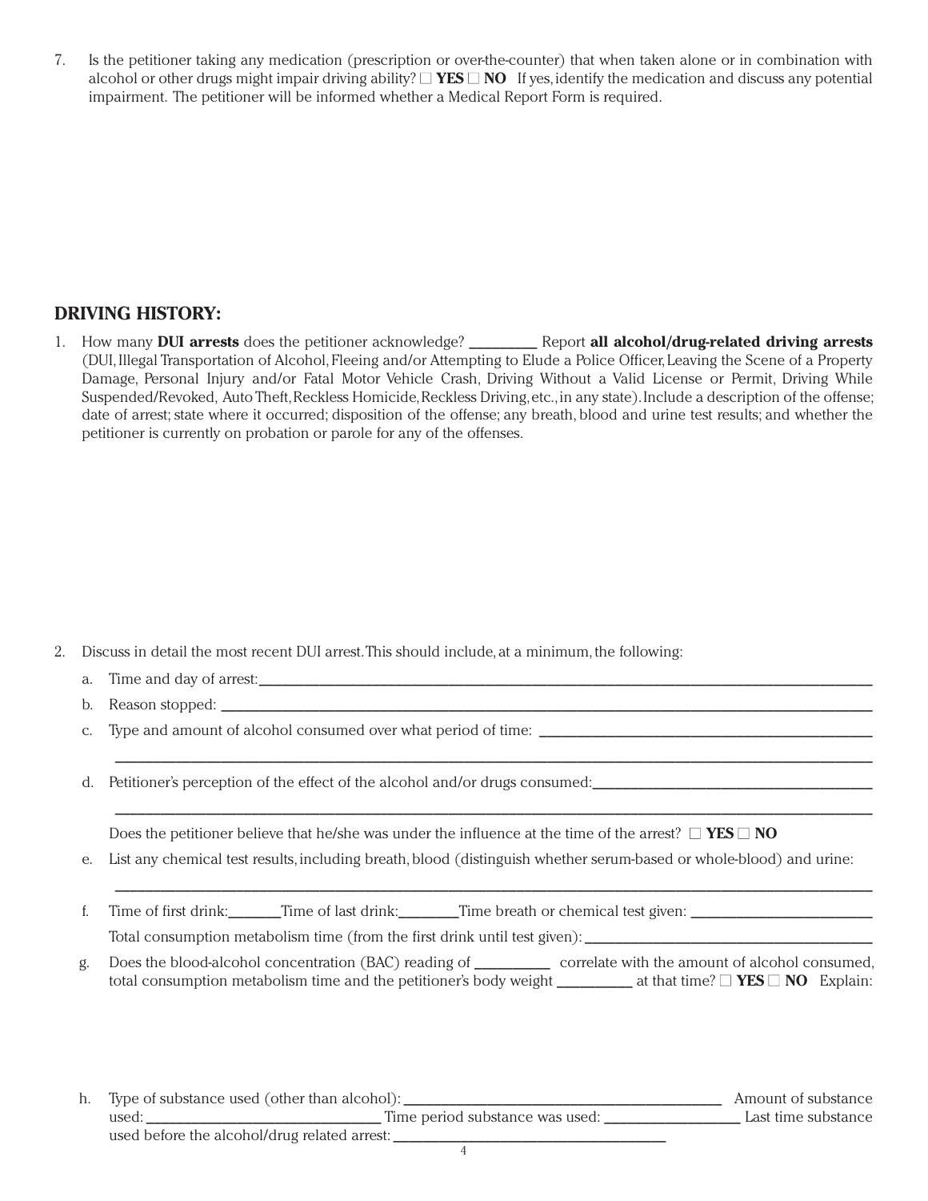7. Is the petitioner taking any medication (prescription or over-the-counter) that when taken alone or in combination with alcohol or other drugs might impair driving ability? ☐ **YES** ☐ **NO** If yes, identify the medication and discuss any potential impairment. The petitioner will be informed whether a Medical Report Form is required.

## DRIVING HISTORY:

1. How many **DUI arrests** does the petitioner acknowledge? _________ Report **all alcohol/drug-related driving arrests** (DUI, Illegal Transportation of Alcohol, Fleeing and/or Attempting to Elude a Police Officer, Leaving the Scene of a Property Damage, Personal Injury and/or Fatal Motor Vehicle Crash, Driving Without a Valid License or Permit, Driving While Suspended/Revoked, Auto Theft, Reckless Homicide, Reckless Driving, etc., in any state). Include a description of the offense; date of arrest; state where it occurred; disposition of the offense; any breath, blood and urine test results; and whether the petitioner is currently on probation or parole for any of the offenses.

2. Discuss in detail the most recent DUI arrest. This should include, at a minimum, the following:

   a. Time and day of arrest:_______________________________________________

   b. Reason stopped: _______________________________________________

   c. Type and amount of alcohol consumed over what period of time: _______________________

   _______________________________________________

   d. Petitioner's perception of the effect of the alcohol and/or drugs consumed:_______________________

   _______________________________________________

   Does the petitioner believe that he/she was under the influence at the time of the arrest? ☐ **YES** ☐ **NO**

   e. List any chemical test results, including breath, blood (distinguish whether serum-based or whole-blood) and urine:

   _______________________________________________

   f. Time of first drink:_______Time of last drink:________Time breath or chemical test given: ________________

   Total consumption metabolism time (from the first drink until test given):_______________________

   g. Does the blood-alcohol concentration (BAC) reading of __________ correlate with the amount of alcohol consumed, total consumption metabolism time and the petitioner's body weight __________ at that time? ☐ **YES** ☐ **NO** Explain:

   h. Type of substance used (other than alcohol):_______________________ Amount of substance used:________________ Time period substance was used: __________ Last time substance used before the alcohol/drug related arrest:____________________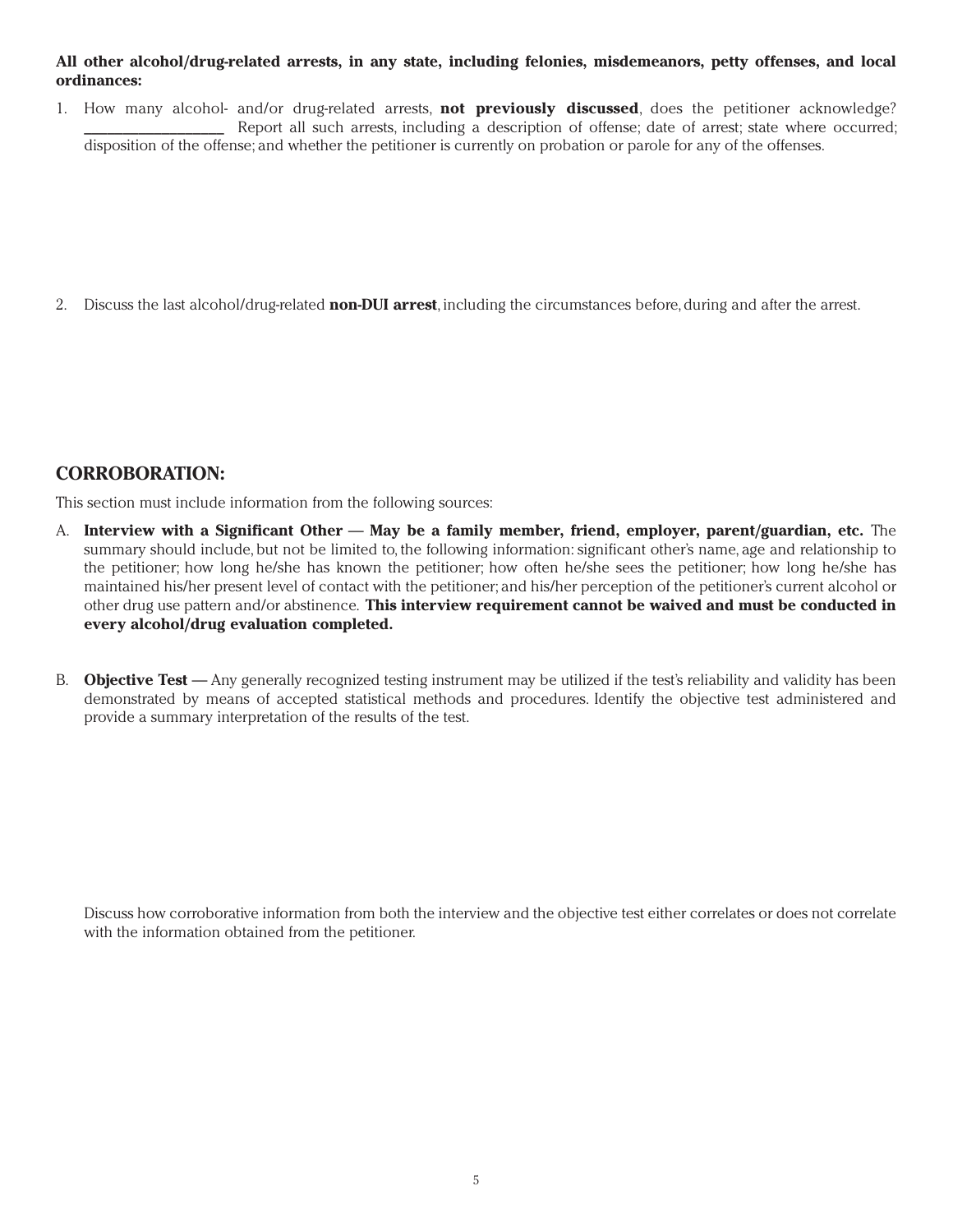**All other alcohol/drug-related arrests, in any state, including felonies, misdemeanors, petty offenses, and local ordinances:**

1. How many alcohol- and/or drug-related arrests, **not previously discussed**, does the petitioner acknowledge? ________________ Report all such arrests, including a description of offense; date of arrest; state where occurred; disposition of the offense; and whether the petitioner is currently on probation or parole for any of the offenses.

2. Discuss the last alcohol/drug-related **non-DUI arrest**, including the circumstances before, during and after the arrest.

## CORROBORATION:

This section must include information from the following sources:

A. **Interview with a Significant Other — May be a family member, friend, employer, parent/guardian, etc.** The summary should include, but not be limited to, the following information: significant other's name, age and relationship to the petitioner; how long he/she has known the petitioner; how often he/she sees the petitioner; how long he/she has maintained his/her present level of contact with the petitioner; and his/her perception of the petitioner's current alcohol or other drug use pattern and/or abstinence. **This interview requirement cannot be waived and must be conducted in every alcohol/drug evaluation completed.**

B. **Objective Test —** Any generally recognized testing instrument may be utilized if the test's reliability and validity has been demonstrated by means of accepted statistical methods and procedures. Identify the objective test administered and provide a summary interpretation of the results of the test.

Discuss how corroborative information from both the interview and the objective test either correlates or does not correlate with the information obtained from the petitioner.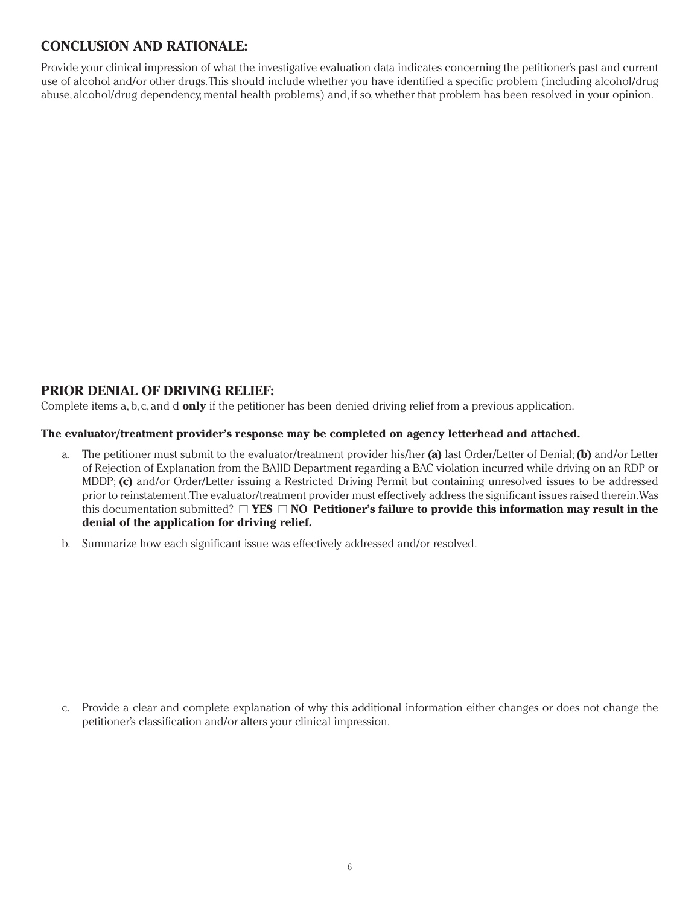## CONCLUSION AND RATIONALE:

Provide your clinical impression of what the investigative evaluation data indicates concerning the petitioner's past and current use of alcohol and/or other drugs. This should include whether you have identified a specific problem (including alcohol/drug abuse, alcohol/drug dependency, mental health problems) and, if so, whether that problem has been resolved in your opinion.

## PRIOR DENIAL OF DRIVING RELIEF:

Complete items a, b, c, and d **only** if the petitioner has been denied driving relief from a previous application.

**The evaluator/treatment provider's response may be completed on agency letterhead and attached.**

a. The petitioner must submit to the evaluator/treatment provider his/her **(a)** last Order/Letter of Denial; **(b)** and/or Letter of Rejection of Explanation from the BAIID Department regarding a BAC violation incurred while driving on an RDP or MDDP; **(c)** and/or Order/Letter issuing a Restricted Driving Permit but containing unresolved issues to be addressed prior to reinstatement. The evaluator/treatment provider must effectively address the significant issues raised therein. Was this documentation submitted? ☐ **YES** ☐ **NO** **Petitioner's failure to provide this information may result in the denial of the application for driving relief.**

b. Summarize how each significant issue was effectively addressed and/or resolved.

c. Provide a clear and complete explanation of why this additional information either changes or does not change the petitioner's classification and/or alters your clinical impression.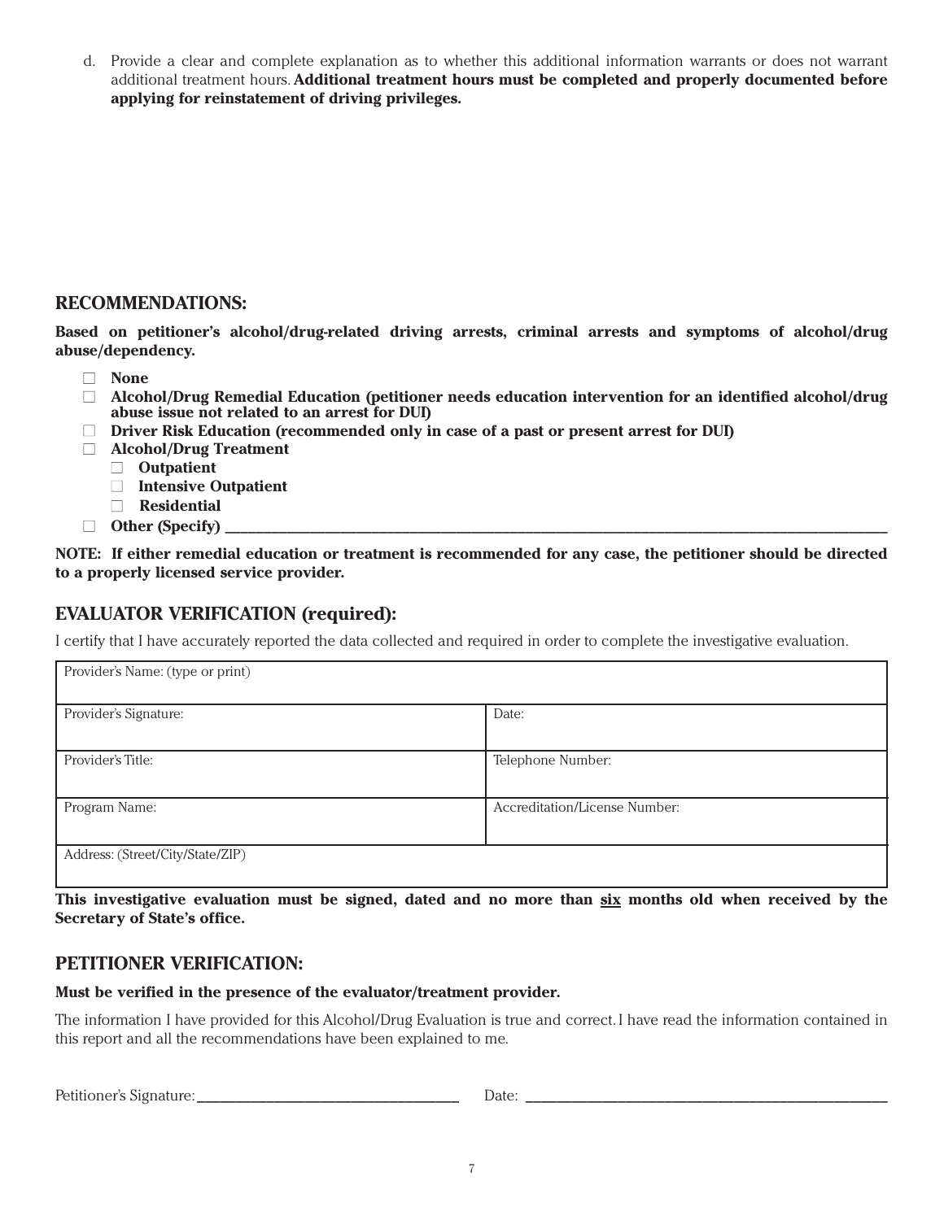d. Provide a clear and complete explanation as to whether this additional information warrants or does not warrant additional treatment hours. **Additional treatment hours must be completed and properly documented before applying for reinstatement of driving privileges.**

## RECOMMENDATIONS:

**Based on petitioner's alcohol/drug-related driving arrests, criminal arrests and symptoms of alcohol/drug abuse/dependency.**

- ☐ **None**
- ☐ **Alcohol/Drug Remedial Education (petitioner needs education intervention for an identified alcohol/drug abuse issue not related to an arrest for DUI)**
- ☐ **Driver Risk Education (recommended only in case of a past or present arrest for DUI)**
- ☐ **Alcohol/Drug Treatment**
  - ☐ **Outpatient**
  - ☐ **Intensive Outpatient**
  - ☐ **Residential**
- ☐ **Other (Specify) ________________________________________**

**NOTE: If either remedial education or treatment is recommended for any case, the petitioner should be directed to a properly licensed service provider.**

## EVALUATOR VERIFICATION (required):

I certify that I have accurately reported the data collected and required in order to complete the investigative evaluation.

| | |
|---|---|
| Provider's Name: (type or print) | |
| Provider's Signature: | Date: |
| Provider's Title: | Telephone Number: |
| Program Name: | Accreditation/License Number: |
| Address: (Street/City/State/ZIP) | |

**This investigative evaluation must be signed, dated and no more than <u>six</u> months old when received by the Secretary of State's office.**

## PETITIONER VERIFICATION:

**Must be verified in the presence of the evaluator/treatment provider.**

The information I have provided for this Alcohol/Drug Evaluation is true and correct. I have read the information contained in this report and all the recommendations have been explained to me.

Petitioner's Signature: ______________________ Date: ______________________